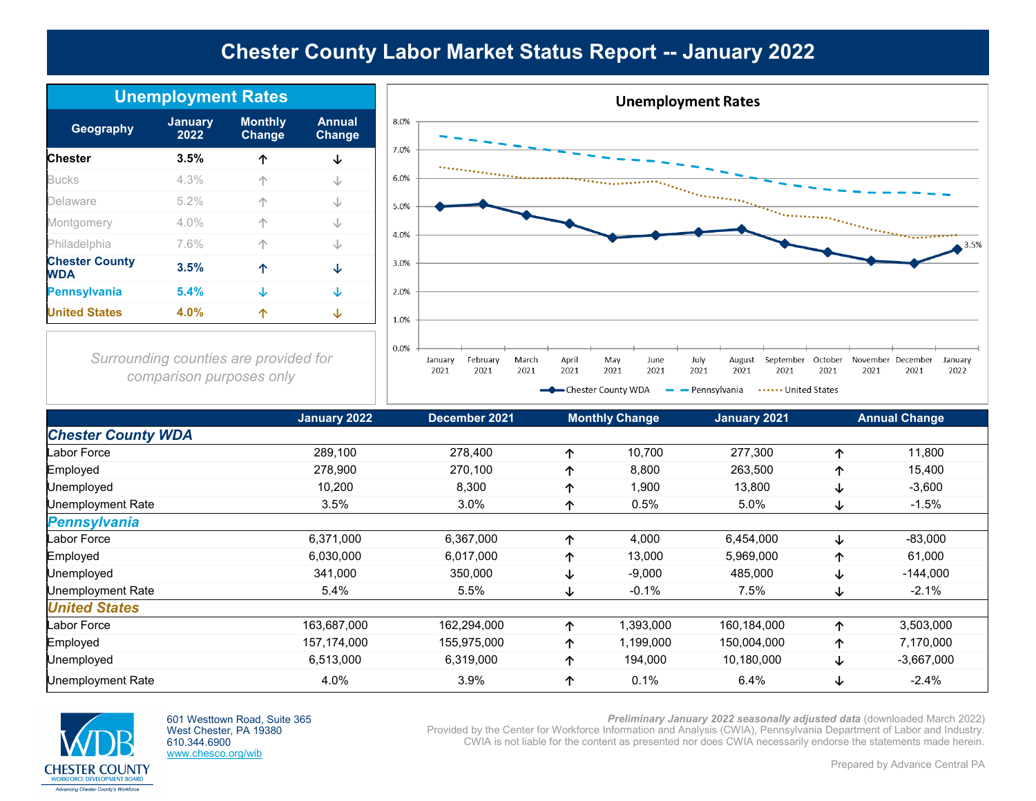# Chester County Labor Market Status Report -- January 2022

## Unemployment Rates

| Geography | January 2022 | Monthly Change | Annual Change |
|---|---|---|---|
| **Chester** | **3.5%** | ↑ | ↓ |
| Bucks | 4.3% | ↑ | ↓ |
| Delaware | 5.2% | ↑ | ↓ |
| Montgomery | 4.0% | ↑ | ↓ |
| Philadelphia | 7.6% | ↑ | ↓ |
| **Chester County WDA** | **3.5%** | ↑ | ↓ |
| **Pennsylvania** | **5.4%** | ↓ | ↓ |
| **United States** | **4.0%** | ↑ | ↓ |

*Surrounding counties are provided for comparison purposes only*

### Unemployment Rates

| | January 2021 | February 2021 | March 2021 | April 2021 | May 2021 | June 2021 | July 2021 | August 2021 | September 2021 | October 2021 | November 2021 | December 2021 | January 2022 |
|---|---|---|---|---|---|---|---|---|---|---|---|---|---|
| Chester County WDA | | | | | | | | | | | | | 3.5% |

Legend: Chester County WDA, Pennsylvania, United States

| | January 2022 | December 2021 | Monthly Change | | January 2021 | Annual Change | |
|---|---|---|---|---|---|---|---|
| ***Chester County WDA*** | | | | | | | |
| Labor Force | 289,100 | 278,400 | ↑ | 10,700 | 277,300 | ↑ | 11,800 |
| Employed | 278,900 | 270,100 | ↑ | 8,800 | 263,500 | ↑ | 15,400 |
| Unemployed | 10,200 | 8,300 | ↑ | 1,900 | 13,800 | ↓ | -3,600 |
| Unemployment Rate | 3.5% | 3.0% | ↑ | 0.5% | 5.0% | ↓ | -1.5% |
| ***Pennsylvania*** | | | | | | | |
| Labor Force | 6,371,000 | 6,367,000 | ↑ | 4,000 | 6,454,000 | ↓ | -83,000 |
| Employed | 6,030,000 | 6,017,000 | ↑ | 13,000 | 5,969,000 | ↑ | 61,000 |
| Unemployed | 341,000 | 350,000 | ↓ | -9,000 | 485,000 | ↓ | -144,000 |
| Unemployment Rate | 5.4% | 5.5% | ↓ | -0.1% | 7.5% | ↓ | -2.1% |
| ***United States*** | | | | | | | |
| Labor Force | 163,687,000 | 162,294,000 | ↑ | 1,393,000 | 160,184,000 | ↑ | 3,503,000 |
| Employed | 157,174,000 | 155,975,000 | ↑ | 1,199,000 | 150,004,000 | ↑ | 7,170,000 |
| Unemployed | 6,513,000 | 6,319,000 | ↑ | 194,000 | 10,180,000 | ↓ | -3,667,000 |
| Unemployment Rate | 4.0% | 3.9% | ↑ | 0.1% | 6.4% | ↓ | -2.4% |

WDB CHESTER COUNTY WORKFORCE DEVELOPMENT BOARD
*Advancing Chester County's Workforce*

601 Westtown Road, Suite 365
West Chester, PA 19380
610.344.6900
www.chesco.org/wib

***Preliminary January 2022 seasonally adjusted data*** (downloaded March 2022)
Provided by the Center for Workforce Information and Analysis (CWIA), Pennsylvania Department of Labor and Industry.
CWIA is not liable for the content as presented nor does CWIA necessarily endorse the statements made herein.

Prepared by Advance Central PA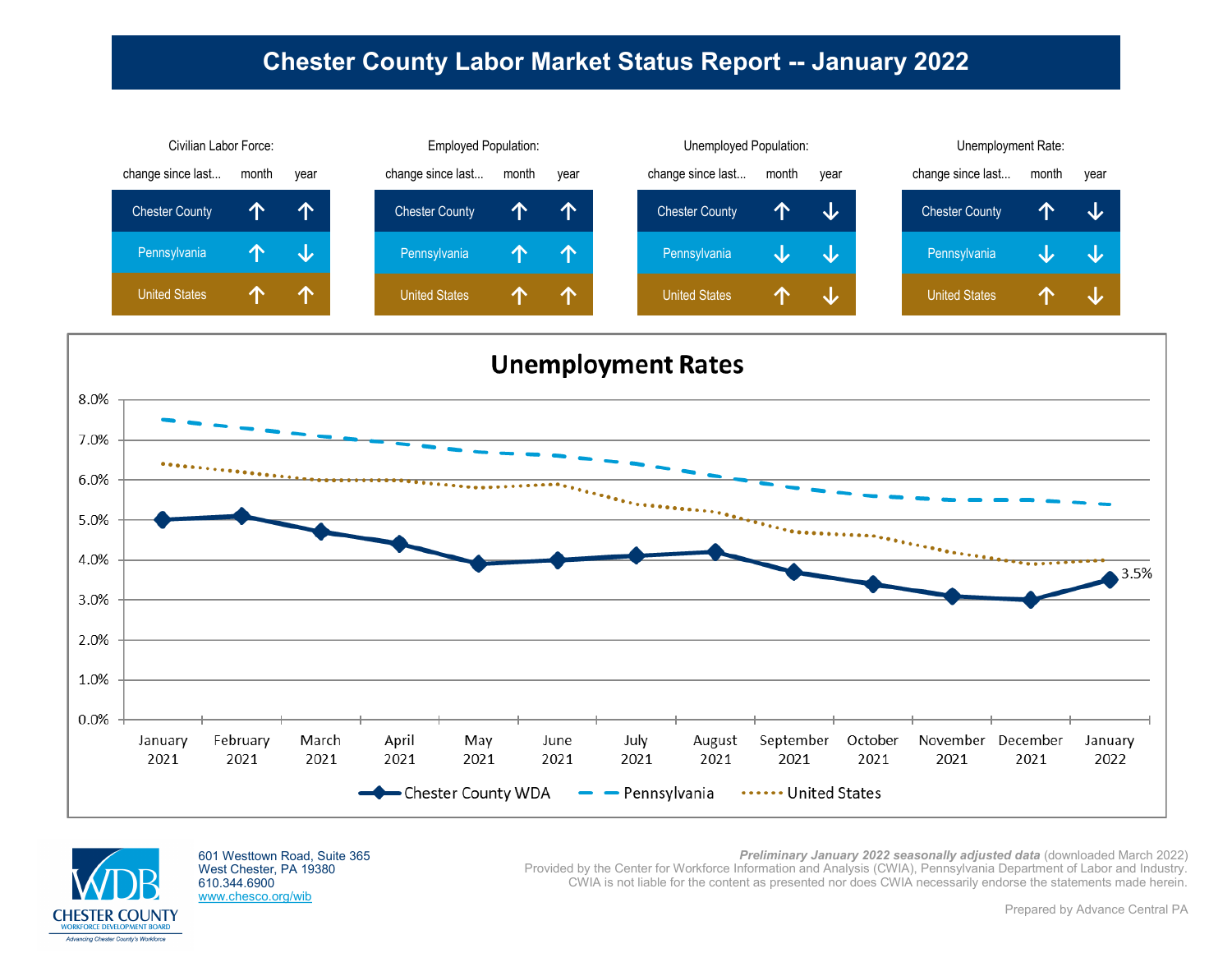# Chester County Labor Market Status Report -- January 2022

**Civilian Labor Force:**

| change since last... | month | year |
|---|---|---|
| Chester County | ↑ | ↑ |
| Pennsylvania | ↑ | ↓ |
| United States | ↑ | ↑ |

**Employed Population:**

| change since last... | month | year |
|---|---|---|
| Chester County | ↑ | ↑ |
| Pennsylvania | ↑ | ↑ |
| United States | ↑ | ↑ |

**Unemployed Population:**

| change since last... | month | year |
|---|---|---|
| Chester County | ↑ | ↓ |
| Pennsylvania | ↓ | ↓ |
| United States | ↑ | ↓ |

**Unemployment Rate:**

| change since last... | month | year |
|---|---|---|
| Chester County | ↑ | ↓ |
| Pennsylvania | ↓ | ↓ |
| United States | ↑ | ↓ |

## Unemployment Rates

| | Chester County WDA | Pennsylvania | United States |
|---|---|---|---|
| January 2021 | 5.0% | 7.5% | 6.4% |
| February 2021 | 5.1% | 7.3% | 6.2% |
| March 2021 | 4.7% | 7.1% | 6.0% |
| April 2021 | 4.4% | 6.9% | 6.0% |
| May 2021 | 3.9% | 6.7% | 5.8% |
| June 2021 | 4.0% | 6.6% | 5.9% |
| July 2021 | 4.1% | 6.4% | 5.4% |
| August 2021 | 4.2% | 6.1% | 5.2% |
| September 2021 | 3.7% | 5.8% | 4.7% |
| October 2021 | 3.4% | 5.6% | 4.6% |
| November 2021 | 3.1% | 5.5% | 4.2% |
| December 2021 | 3.0% | 5.5% | 3.9% |
| January 2022 | 3.5% | 5.4% | 4.0% |

CHESTER COUNTY WORKFORCE DEVELOPMENT BOARD
*Advancing Chester County's Workforce*

601 Westtown Road, Suite 365
West Chester, PA 19380
610.344.6900
www.chesco.org/wib

***Preliminary January 2022 seasonally adjusted data*** (downloaded March 2022)
Provided by the Center for Workforce Information and Analysis (CWIA), Pennsylvania Department of Labor and Industry.
CWIA is not liable for the content as presented nor does CWIA necessarily endorse the statements made herein.

Prepared by Advance Central PA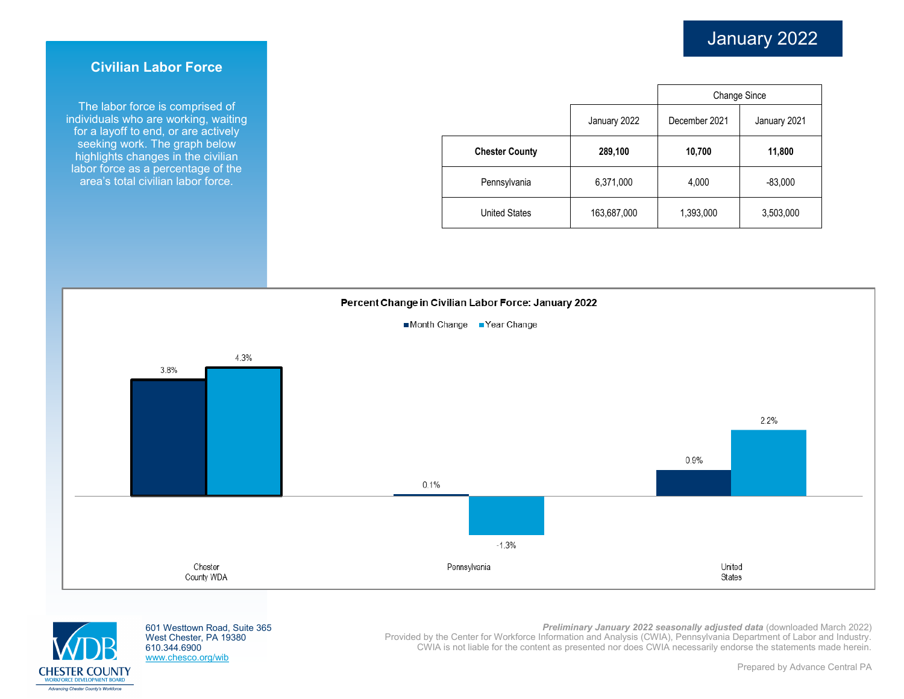# January 2022

## Civilian Labor Force

The labor force is comprised of individuals who are working, waiting for a layoff to end, or are actively seeking work. The graph below highlights changes in the civilian labor force as a percentage of the area's total civilian labor force.

| | January 2022 | Change Since | |
|---|---|---|---|
| | | December 2021 | January 2021 |
| **Chester County** | **289,100** | **10,700** | **11,800** |
| Pennsylvania | 6,371,000 | 4,000 | -83,000 |
| United States | 163,687,000 | 1,393,000 | 3,503,000 |

**Percent Change in Civilian Labor Force: January 2022**

| | Month Change | Year Change |
|---|---|---|
| Chester County WDA | 3.8% | 4.3% |
| Pennsylvania | 0.1% | -1.3% |
| United States | 0.9% | 2.2% |

CHESTER COUNTY WORKFORCE DEVELOPMENT BOARD
Advancing Chester County's Workforce

601 Westtown Road, Suite 365
West Chester, PA 19380
610.344.6900
www.chesco.org/wib

***Preliminary January 2022 seasonally adjusted data*** (downloaded March 2022)
Provided by the Center for Workforce Information and Analysis (CWIA), Pennsylvania Department of Labor and Industry.
CWIA is not liable for the content as presented nor does CWIA necessarily endorse the statements made herein.

Prepared by Advance Central PA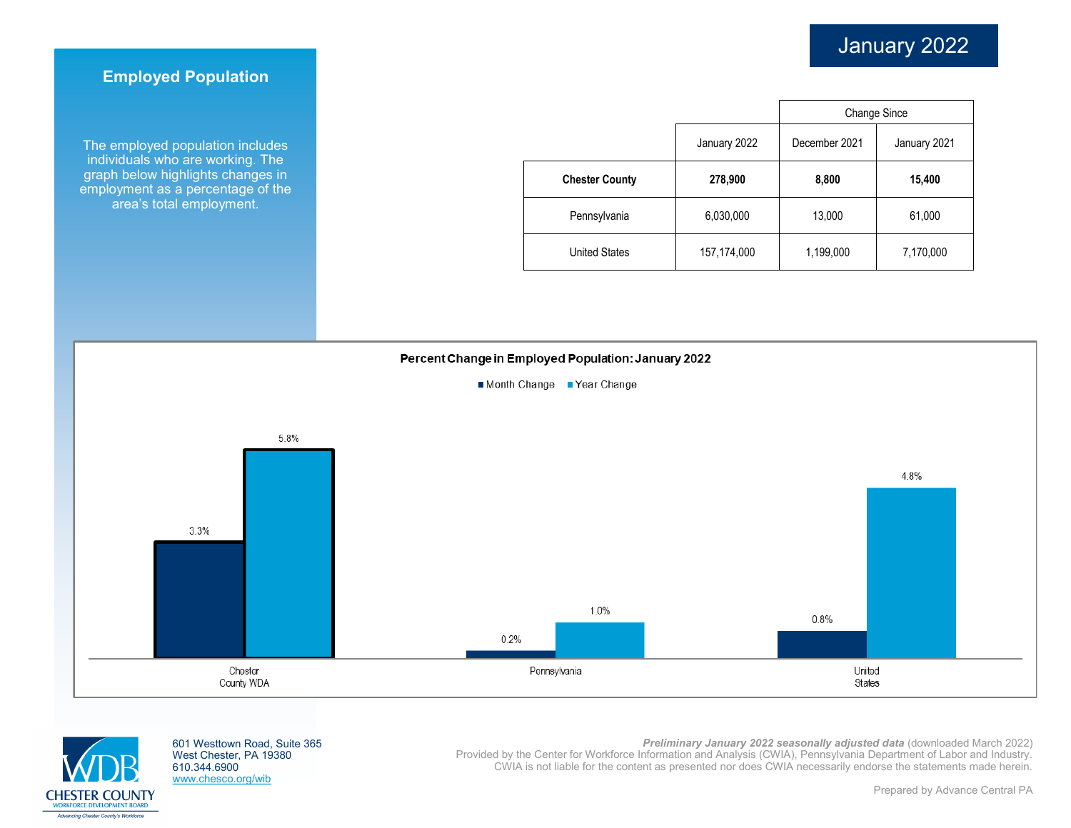# January 2022

## Employed Population

The employed population includes individuals who are working. The graph below highlights changes in employment as a percentage of the area's total employment.

| | | Change Since | |
|---|---|---|---|
| | January 2022 | December 2021 | January 2021 |
| **Chester County** | **278,900** | **8,800** | **15,400** |
| Pennsylvania | 6,030,000 | 13,000 | 61,000 |
| United States | 157,174,000 | 1,199,000 | 7,170,000 |

**Percent Change in Employed Population: January 2022**

| | Month Change | Year Change |
|---|---|---|
| Chester County WDA | 3.3% | 5.8% |
| Pennsylvania | 0.2% | 1.0% |
| United States | 0.8% | 4.8% |

CHESTER COUNTY WORKFORCE DEVELOPMENT BOARD
Advancing Chester County's Workforce

601 Westtown Road, Suite 365
West Chester, PA 19380
610.344.6900
www.chesco.org/wib

***Preliminary January 2022 seasonally adjusted data*** (downloaded March 2022)
Provided by the Center for Workforce Information and Analysis (CWIA), Pennsylvania Department of Labor and Industry.
CWIA is not liable for the content as presented nor does CWIA necessarily endorse the statements made herein.

Prepared by Advance Central PA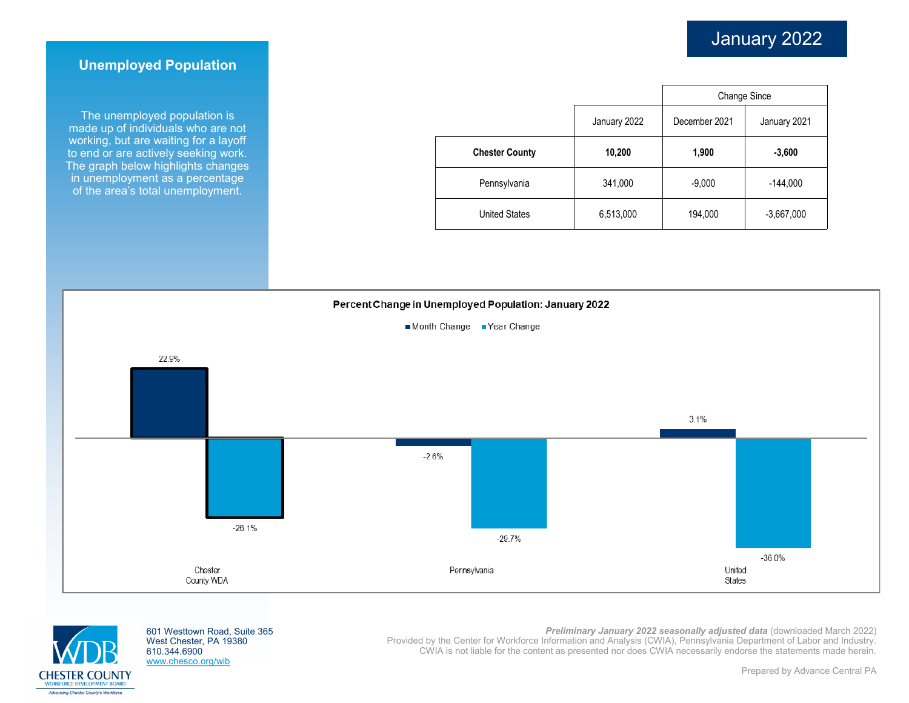# January 2022

## Unemployed Population

The unemployed population is made up of individuals who are not working, but are waiting for a layoff to end or are actively seeking work. The graph below highlights changes in unemployment as a percentage of the area's total unemployment.

| | | Change Since | |
|---|---|---|---|
| | January 2022 | December 2021 | January 2021 |
| **Chester County** | **10,200** | **1,900** | **-3,600** |
| Pennsylvania | 341,000 | -9,000 | -144,000 |
| United States | 6,513,000 | 194,000 | -3,667,000 |

**Percent Change in Unemployed Population: January 2022**

| | Month Change | Year Change |
|---|---|---|
| Chester County WDA | 22.9% | -26.1% |
| Pennsylvania | -2.6% | -29.7% |
| United States | 3.1% | -36.0% |

CHESTER COUNTY WORKFORCE DEVELOPMENT BOARD
Advancing Chester County's Workforce

601 Westtown Road, Suite 365
West Chester, PA 19380
610.344.6900
www.chesco.org/wib

***Preliminary January 2022 seasonally adjusted data*** (downloaded March 2022)
Provided by the Center for Workforce Information and Analysis (CWIA), Pennsylvania Department of Labor and Industry.
CWIA is not liable for the content as presented nor does CWIA necessarily endorse the statements made herein.

Prepared by Advance Central PA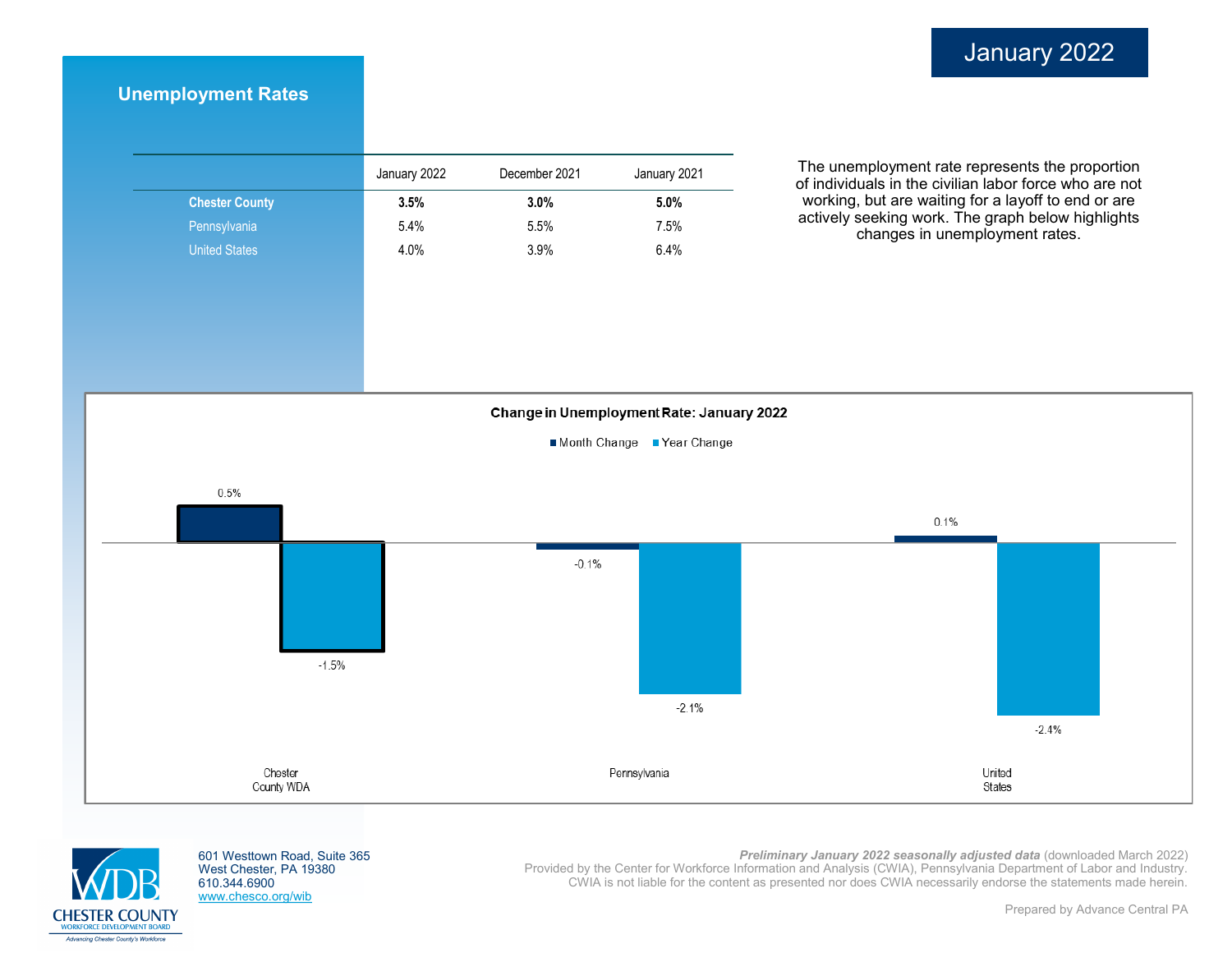# January 2022

## Unemployment Rates

| | January 2022 | December 2021 | January 2021 |
|---|---|---|---|
| **Chester County** | **3.5%** | **3.0%** | **5.0%** |
| Pennsylvania | 5.4% | 5.5% | 7.5% |
| United States | 4.0% | 3.9% | 6.4% |

The unemployment rate represents the proportion of individuals in the civilian labor force who are not working, but are waiting for a layoff to end or are actively seeking work. The graph below highlights changes in unemployment rates.

**Change in Unemployment Rate: January 2022**

Month Change
Year Change

Chester County WDA: 0.5%, -1.5%
Pennsylvania: -0.1%, -2.1%
United States: 0.1%, -2.4%

CHESTER COUNTY WORKFORCE DEVELOPMENT BOARD
Advancing Chester County's Workforce

601 Westtown Road, Suite 365
West Chester, PA 19380
610.344.6900
www.chesco.org/wib

***Preliminary January 2022 seasonally adjusted data*** (downloaded March 2022)
Provided by the Center for Workforce Information and Analysis (CWIA), Pennsylvania Department of Labor and Industry.
CWIA is not liable for the content as presented nor does CWIA necessarily endorse the statements made herein.

Prepared by Advance Central PA